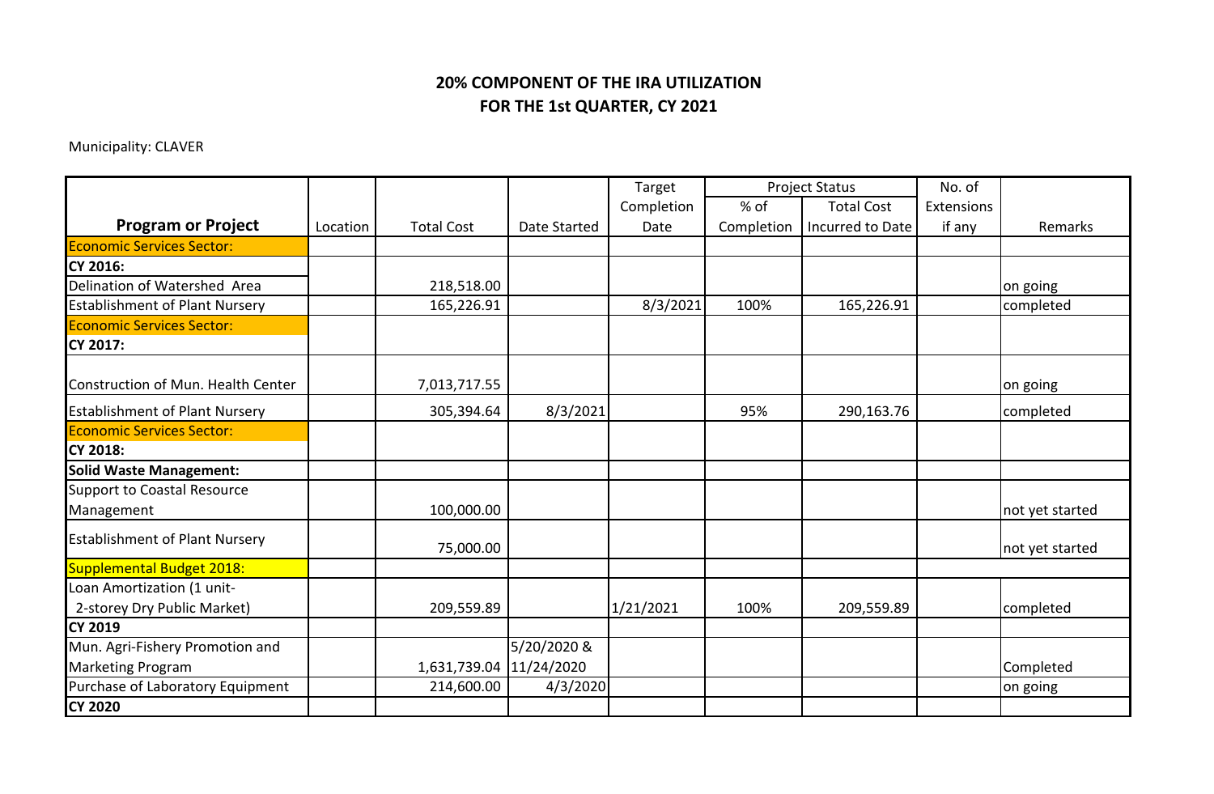# 20% COMPONENT OF THE IRA UTILIZATION

## FOR THE 1st QUARTER, CY 2021

Municipality: CLAVER

| Program or Project | Location | Total Cost | Date Started | Target Completion Date | Project Status | | No. of Extensions if any | Remarks |
|---|---|---|---|---|---|---|---|---|
| | | | | | % of Completion | Total Cost Incurred to Date | | |
| Economic Services Sector: | | | | | | | | |
| **CY 2016:** | | | | | | | | |
| Delination of Watershed Area | | 218,518.00 | | | | | | on going |
| Establishment of Plant Nursery | | 165,226.91 | | 8/3/2021 | 100% | 165,226.91 | | completed |
| Economic Services Sector: | | | | | | | | |
| **CY 2017:** | | | | | | | | |
| Construction of Mun. Health Center | | 7,013,717.55 | | | | | | on going |
| Establishment of Plant Nursery | | 305,394.64 | 8/3/2021 | | 95% | 290,163.76 | | completed |
| Economic Services Sector: | | | | | | | | |
| **CY 2018:** | | | | | | | | |
| **Solid Waste Management:** | | | | | | | | |
| Support to Coastal Resource Management | | 100,000.00 | | | | | | not yet started |
| Establishment of Plant Nursery | | 75,000.00 | | | | | | not yet started |
| Supplemental Budget 2018: | | | | | | | | |
| Loan Amortization (1 unit- 2-storey Dry Public Market) | | 209,559.89 | | 1/21/2021 | 100% | 209,559.89 | | completed |
| **CY 2019** | | | | | | | | |
| Mun. Agri-Fishery Promotion and Marketing Program | | 1,631,739.04 | 5/20/2020 & 11/24/2020 | | | | | Completed |
| Purchase of Laboratory Equipment | | 214,600.00 | 4/3/2020 | | | | | on going |
| **CY 2020** | | | | | | | | |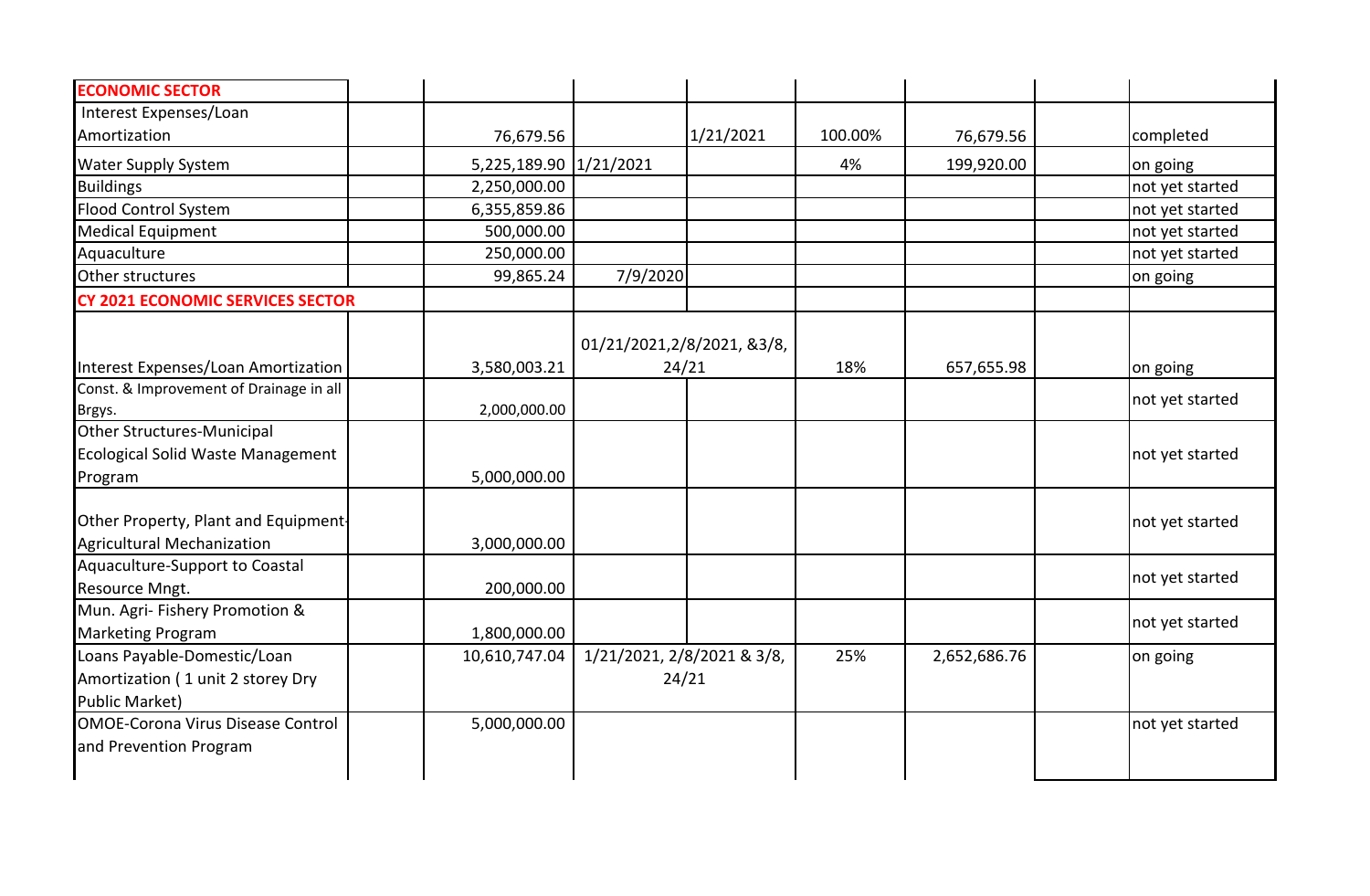| | | | | | | | | |
|---|---|---|---|---|---|---|---|---|
| **ECONOMIC SECTOR** | | | | | | | | |
| Interest Expenses/Loan Amortization | | 76,679.56 | | 1/21/2021 | 100.00% | 76,679.56 | | completed |
| Water Supply System | | 5,225,189.90 | 1/21/2021 | | 4% | 199,920.00 | | on going |
| Buildings | | 2,250,000.00 | | | | | | not yet started |
| Flood Control System | | 6,355,859.86 | | | | | | not yet started |
| Medical Equipment | | 500,000.00 | | | | | | not yet started |
| Aquaculture | | 250,000.00 | | | | | | not yet started |
| Other structures | | 99,865.24 | 7/9/2020 | | | | | on going |
| **CY 2021 ECONOMIC SERVICES SECTOR** | | | | | | | | |
| Interest Expenses/Loan Amortization | | 3,580,003.21 | 01/21/2021,2/8/2021, &3/8, 24/21 | | 18% | 657,655.98 | | on going |
| Const. & Improvement of Drainage in all Brgys. | | 2,000,000.00 | | | | | | not yet started |
| Other Structures-Municipal Ecological Solid Waste Management Program | | 5,000,000.00 | | | | | | not yet started |
| Other Property, Plant and Equipment-Agricultural Mechanization | | 3,000,000.00 | | | | | | not yet started |
| Aquaculture-Support to Coastal Resource Mngt. | | 200,000.00 | | | | | | not yet started |
| Mun. Agri- Fishery Promotion & Marketing Program | | 1,800,000.00 | | | | | | not yet started |
| Loans Payable-Domestic/Loan Amortization ( 1 unit 2 storey Dry Public Market) | | 10,610,747.04 | 1/21/2021, 2/8/2021 & 3/8, 24/21 | | 25% | 2,652,686.76 | | on going |
| OMOE-Corona Virus Disease Control and Prevention Program | | 5,000,000.00 | | | | | | not yet started |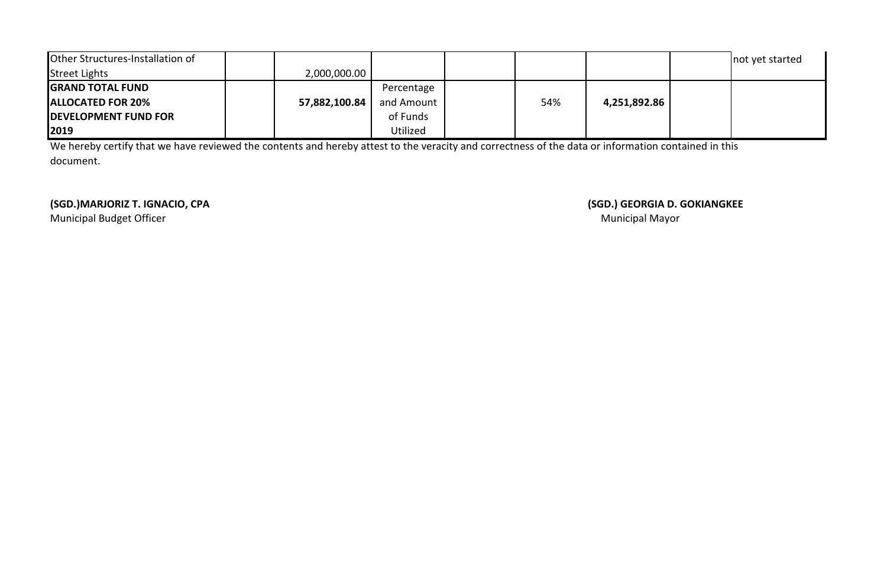| | | | | | | | | |
|---|---|---|---|---|---|---|---|---|
| Other Structures-Installation of Street Lights | | 2,000,000.00 | | | | | | not yet started |
| **GRAND TOTAL FUND ALLOCATED FOR 20% DEVELOPMENT FUND FOR 2019** | | **57,882,100.84** | Percentage and Amount of Funds Utilized | | 54% | **4,251,892.86** | | |

We hereby certify that we have reviewed the contents and hereby attest to the veracity and correctness of the data or information contained in this document.

**(SGD.)MARJORIZ T. IGNACIO, CPA**
Municipal Budget Officer

**(SGD.) GEORGIA D. GOKIANGKEE**
Municipal Mayor